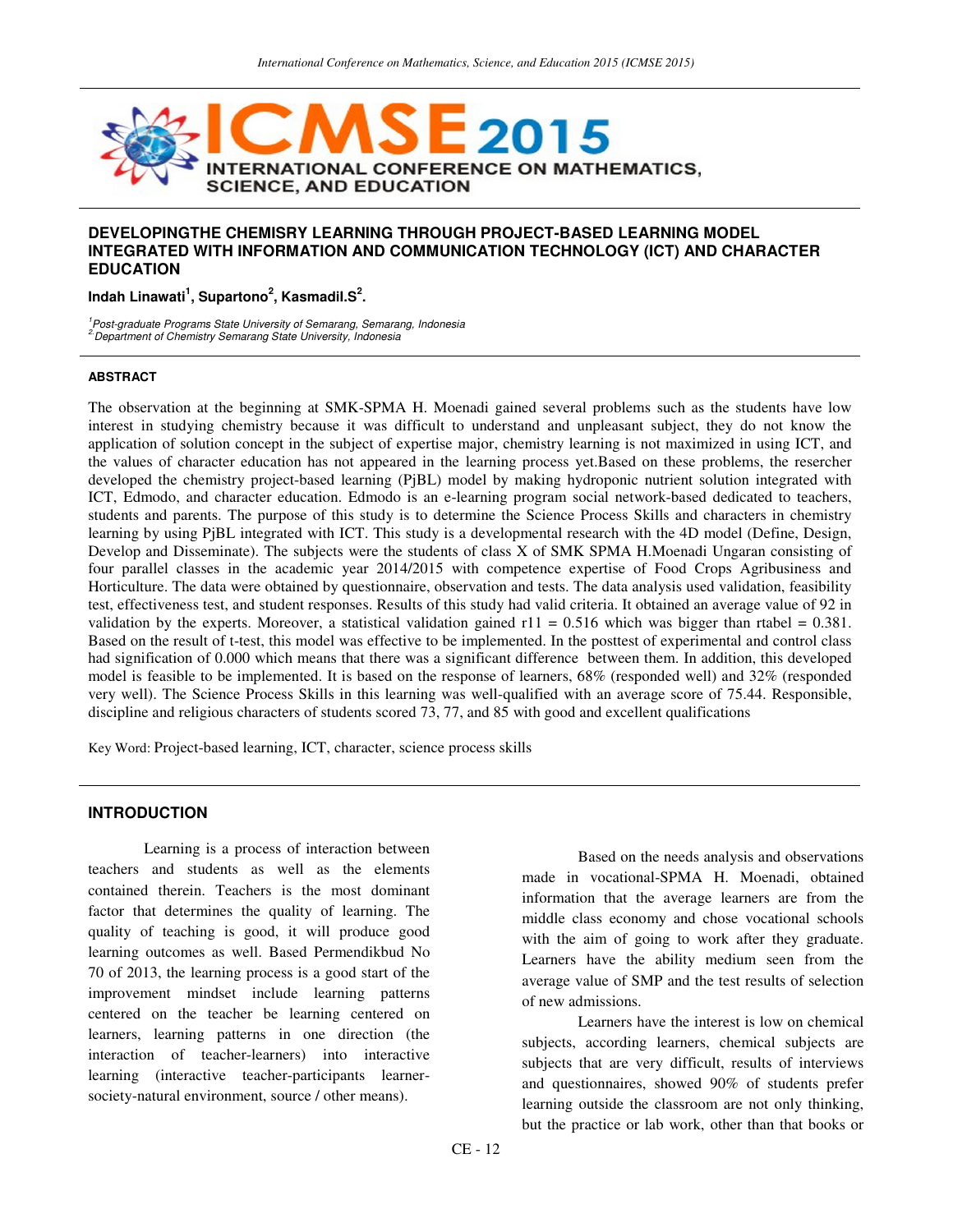# DEVELOPINGTHE CHEMISRY LEARNING THROUGH PROJECT-BASED LEARNING MODEL INTEGRATED WITH INFORMATION AND COMMUNICATION TECHNOLOGY (ICT) AND CHARACTER EDUCATION

**Indah Linawati[1], Supartono[2], Kasmadil.S[2].**

*[1]Post-graduate Programs State University of Semarang, Semarang, Indonesia*
*[2]Department of Chemistry Semarang State University, Indonesia*

#### ABSTRACT

The observation at the beginning at SMK-SPMA H. Moenadi gained several problems such as the students have low interest in studying chemistry because it was difficult to understand and unpleasant subject, they do not know the application of solution concept in the subject of expertise major, chemistry learning is not maximized in using ICT, and the values of character education has not appeared in the learning process yet.Based on these problems, the resercher developed the chemistry project-based learning (PjBL) model by making hydroponic nutrient solution integrated with ICT, Edmodo, and character education. Edmodo is an e-learning program social network-based dedicated to teachers, students and parents. The purpose of this study is to determine the Science Process Skills and characters in chemistry learning by using PjBL integrated with ICT. This study is a developmental research with the 4D model (Define, Design, Develop and Disseminate). The subjects were the students of class X of SMK SPMA H.Moenadi Ungaran consisting of four parallel classes in the academic year 2014/2015 with competence expertise of Food Crops Agribusiness and Horticulture. The data were obtained by questionnaire, observation and tests. The data analysis used validation, feasibility test, effectiveness test, and student responses. Results of this study had valid criteria. It obtained an average value of 92 in validation by the experts. Moreover, a statistical validation gained $r_{11} = 0.516$ which was bigger than $r_{tabel} = 0.381$. Based on the result of t-test, this model was effective to be implemented. In the posttest of experimental and control class had signification of 0.000 which means that there was a significant difference between them. In addition, this developed model is feasible to be implemented. It is based on the response of learners, 68% (responded well) and 32% (responded very well). The Science Process Skills in this learning was well-qualified with an average score of 75.44. Responsible, discipline and religious characters of students scored 73, 77, and 85 with good and excellent qualifications

Key Word: Project-based learning, ICT, character, science process skills

## INTRODUCTION

Learning is a process of interaction between teachers and students as well as the elements contained therein. Teachers is the most dominant factor that determines the quality of learning. The quality of teaching is good, it will produce good learning outcomes as well. Based Permendikbud No 70 of 2013, the learning process is a good start of the improvement mindset include learning patterns centered on the teacher be learning centered on learners, learning patterns in one direction (the interaction of teacher-learners) into interactive learning (interactive teacher-participants learner-society-natural environment, source / other means).

Based on the needs analysis and observations made in vocational-SPMA H. Moenadi, obtained information that the average learners are from the middle class economy and chose vocational schools with the aim of going to work after they graduate. Learners have the ability medium seen from the average value of SMP and the test results of selection of new admissions.

Learners have the interest is low on chemical subjects, according learners, chemical subjects are subjects that are very difficult, results of interviews and questionnaires, showed 90% of students prefer learning outside the classroom are not only thinking, but the practice or lab work, other than that books or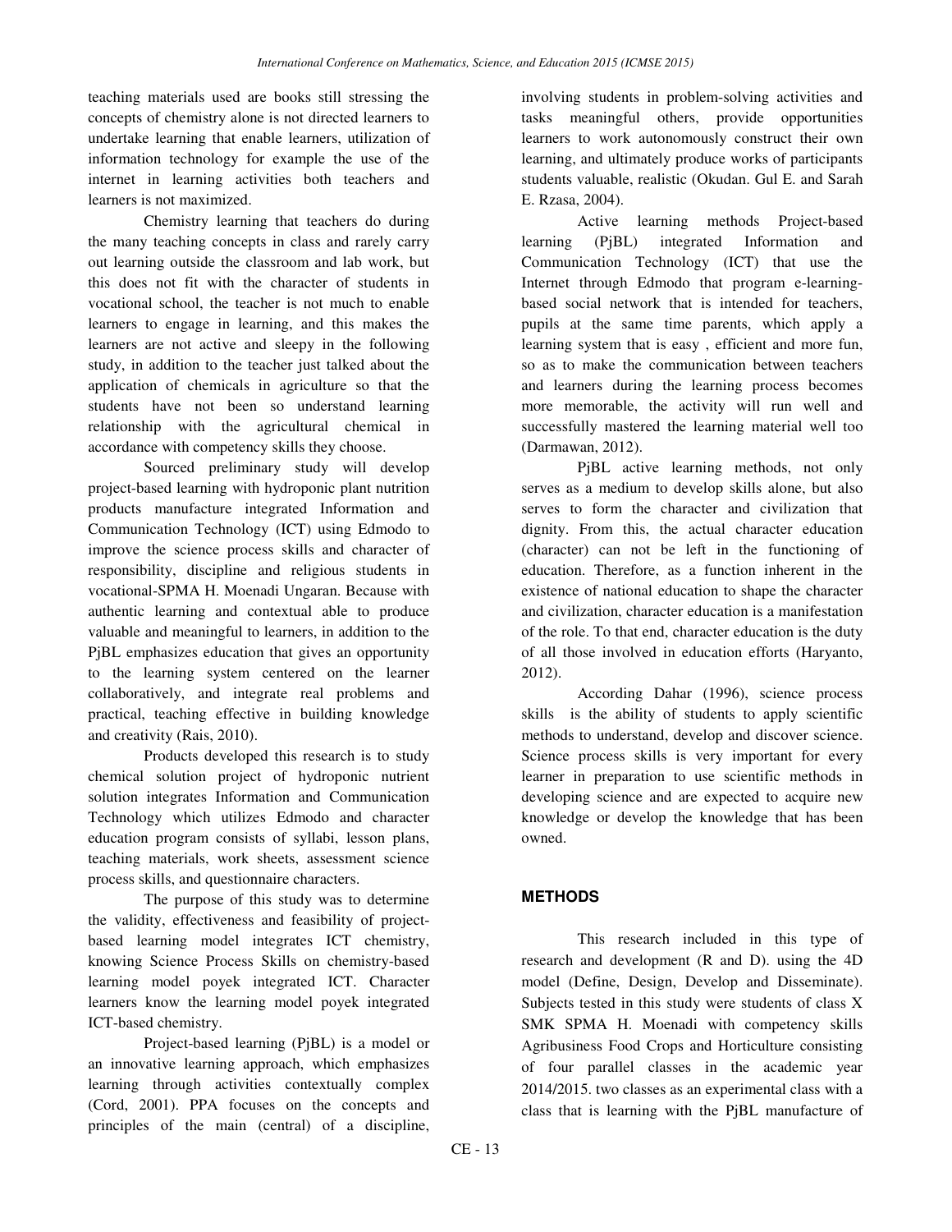teaching materials used are books still stressing the concepts of chemistry alone is not directed learners to undertake learning that enable learners, utilization of information technology for example the use of the internet in learning activities both teachers and learners is not maximized.

Chemistry learning that teachers do during the many teaching concepts in class and rarely carry out learning outside the classroom and lab work, but this does not fit with the character of students in vocational school, the teacher is not much to enable learners to engage in learning, and this makes the learners are not active and sleepy in the following study, in addition to the teacher just talked about the application of chemicals in agriculture so that the students have not been so understand learning relationship with the agricultural chemical in accordance with competency skills they choose.

Sourced preliminary study will develop project-based learning with hydroponic plant nutrition products manufacture integrated Information and Communication Technology (ICT) using Edmodo to improve the science process skills and character of responsibility, discipline and religious students in vocational-SPMA H. Moenadi Ungaran. Because with authentic learning and contextual able to produce valuable and meaningful to learners, in addition to the PjBL emphasizes education that gives an opportunity to the learning system centered on the learner collaboratively, and integrate real problems and practical, teaching effective in building knowledge and creativity (Rais, 2010).

Products developed this research is to study chemical solution project of hydroponic nutrient solution integrates Information and Communication Technology which utilizes Edmodo and character education program consists of syllabi, lesson plans, teaching materials, work sheets, assessment science process skills, and questionnaire characters.

The purpose of this study was to determine the validity, effectiveness and feasibility of project-based learning model integrates ICT chemistry, knowing Science Process Skills on chemistry-based learning model poyek integrated ICT. Character learners know the learning model poyek integrated ICT-based chemistry.

Project-based learning (PjBL) is a model or an innovative learning approach, which emphasizes learning through activities contextually complex (Cord, 2001). PPA focuses on the concepts and principles of the main (central) of a discipline, involving students in problem-solving activities and tasks meaningful others, provide opportunities learners to work autonomously construct their own learning, and ultimately produce works of participants students valuable, realistic (Okudan. Gul E. and Sarah E. Rzasa, 2004).

Active learning methods Project-based learning (PjBL) integrated Information and Communication Technology (ICT) that use the Internet through Edmodo that program e-learning-based social network that is intended for teachers, pupils at the same time parents, which apply a learning system that is easy , efficient and more fun, so as to make the communication between teachers and learners during the learning process becomes more memorable, the activity will run well and successfully mastered the learning material well too (Darmawan, 2012).

PjBL active learning methods, not only serves as a medium to develop skills alone, but also serves to form the character and civilization that dignity. From this, the actual character education (character) can not be left in the functioning of education. Therefore, as a function inherent in the existence of national education to shape the character and civilization, character education is a manifestation of the role. To that end, character education is the duty of all those involved in education efforts (Haryanto, 2012).

According Dahar (1996), science process skills is the ability of students to apply scientific methods to understand, develop and discover science. Science process skills is very important for every learner in preparation to use scientific methods in developing science and are expected to acquire new knowledge or develop the knowledge that has been owned.

## METHODS

This research included in this type of research and development (R and D). using the 4D model (Define, Design, Develop and Disseminate). Subjects tested in this study were students of class X SMK SPMA H. Moenadi with competency skills Agribusiness Food Crops and Horticulture consisting of four parallel classes in the academic year 2014/2015. two classes as an experimental class with a class that is learning with the PjBL manufacture of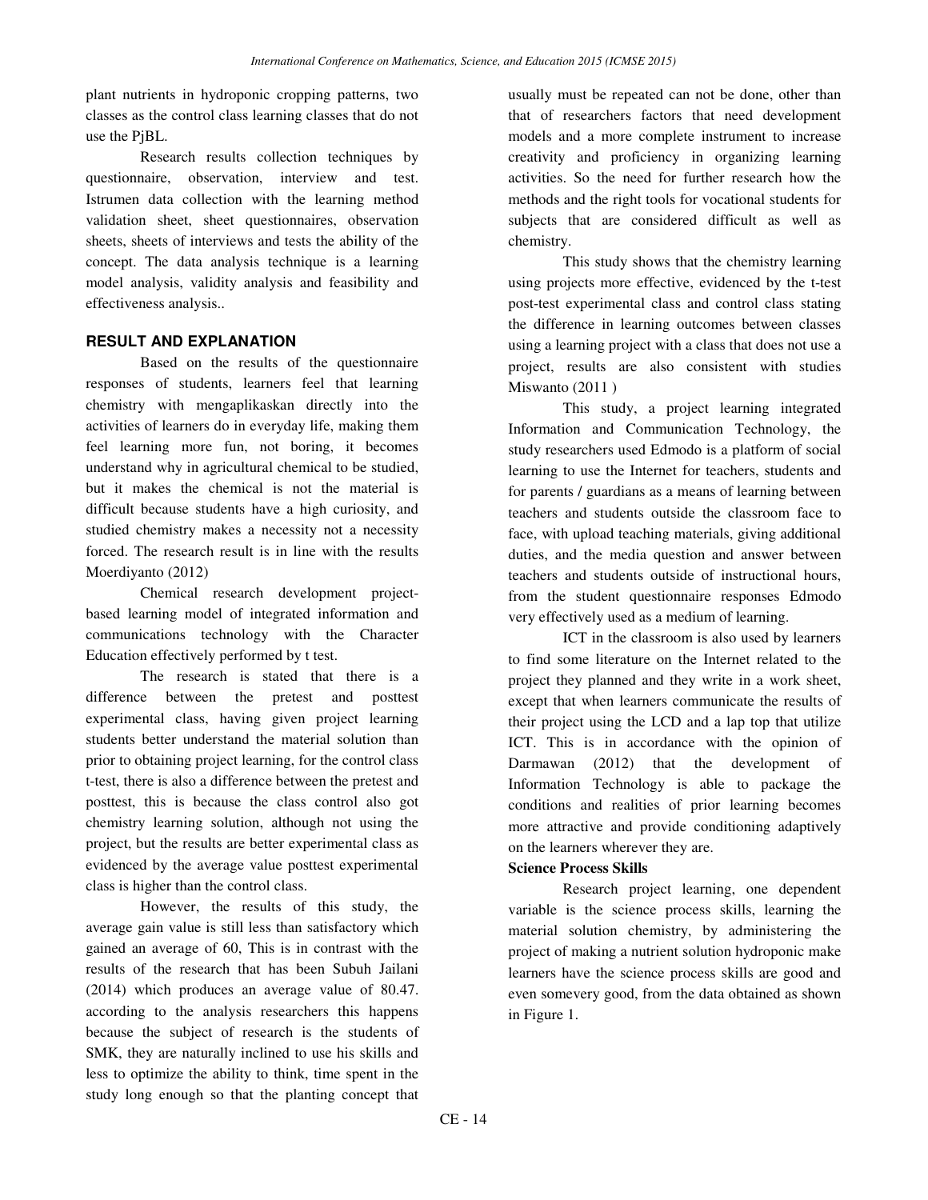plant nutrients in hydroponic cropping patterns, two classes as the control class learning classes that do not use the PjBL.

Research results collection techniques by questionnaire, observation, interview and test. Istrumen data collection with the learning method validation sheet, sheet questionnaires, observation sheets, sheets of interviews and tests the ability of the concept. The data analysis technique is a learning model analysis, validity analysis and feasibility and effectiveness analysis..

## RESULT AND EXPLANATION

Based on the results of the questionnaire responses of students, learners feel that learning chemistry with mengaplikaskan directly into the activities of learners do in everyday life, making them feel learning more fun, not boring, it becomes understand why in agricultural chemical to be studied, but it makes the chemical is not the material is difficult because students have a high curiosity, and studied chemistry makes a necessity not a necessity forced. The research result is in line with the results Moerdiyanto (2012)

Chemical research development project-based learning model of integrated information and communications technology with the Character Education effectively performed by t test.

The research is stated that there is a difference between the pretest and posttest experimental class, having given project learning students better understand the material solution than prior to obtaining project learning, for the control class t-test, there is also a difference between the pretest and posttest, this is because the class control also got chemistry learning solution, although not using the project, but the results are better experimental class as evidenced by the average value posttest experimental class is higher than the control class.

However, the results of this study, the average gain value is still less than satisfactory which gained an average of 60, This is in contrast with the results of the research that has been Subuh Jailani (2014) which produces an average value of 80.47. according to the analysis researchers this happens because the subject of research is the students of SMK, they are naturally inclined to use his skills and less to optimize the ability to think, time spent in the study long enough so that the planting concept that usually must be repeated can not be done, other than that of researchers factors that need development models and a more complete instrument to increase creativity and proficiency in organizing learning activities. So the need for further research how the methods and the right tools for vocational students for subjects that are considered difficult as well as chemistry.

This study shows that the chemistry learning using projects more effective, evidenced by the t-test post-test experimental class and control class stating the difference in learning outcomes between classes using a learning project with a class that does not use a project, results are also consistent with studies Miswanto (2011 )

This study, a project learning integrated Information and Communication Technology, the study researchers used Edmodo is a platform of social learning to use the Internet for teachers, students and for parents / guardians as a means of learning between teachers and students outside the classroom face to face, with upload teaching materials, giving additional duties, and the media question and answer between teachers and students outside of instructional hours, from the student questionnaire responses Edmodo very effectively used as a medium of learning.

ICT in the classroom is also used by learners to find some literature on the Internet related to the project they planned and they write in a work sheet, except that when learners communicate the results of their project using the LCD and a lap top that utilize ICT. This is in accordance with the opinion of Darmawan (2012) that the development of Information Technology is able to package the conditions and realities of prior learning becomes more attractive and provide conditioning adaptively on the learners wherever they are.

**Science Process Skills**

Research project learning, one dependent variable is the science process skills, learning the material solution chemistry, by administering the project of making a nutrient solution hydroponic make learners have the science process skills are good and even somevery good, from the data obtained as shown in Figure 1.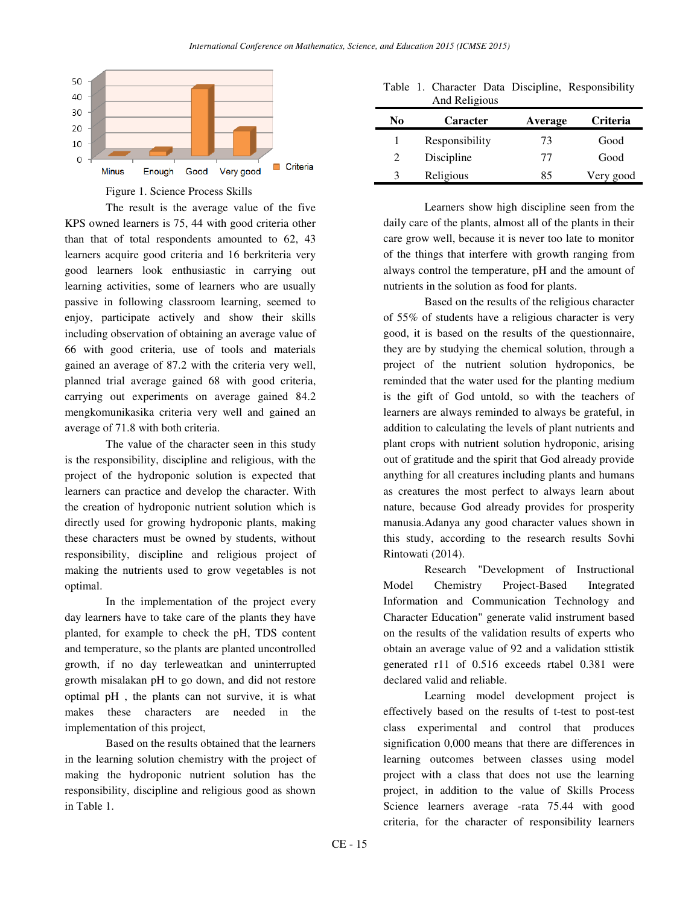Figure 1. Science Process Skills

The result is the average value of the five KPS owned learners is 75, 44 with good criteria other than that of total respondents amounted to 62, 43 learners acquire good criteria and 16 berkriteria very good learners look enthusiastic in carrying out learning activities, some of learners who are usually passive in following classroom learning, seemed to enjoy, participate actively and show their skills including observation of obtaining an average value of 66 with good criteria, use of tools and materials gained an average of 87.2 with the criteria very well, planned trial average gained 68 with good criteria, carrying out experiments on average gained 84.2 mengkomunikasika criteria very well and gained an average of 71.8 with both criteria.

The value of the character seen in this study is the responsibility, discipline and religious, with the project of the hydroponic solution is expected that learners can practice and develop the character. With the creation of hydroponic nutrient solution which is directly used for growing hydroponic plants, making these characters must be owned by students, without responsibility, discipline and religious project of making the nutrients used to grow vegetables is not optimal.

In the implementation of the project every day learners have to take care of the plants they have planted, for example to check the pH, TDS content and temperature, so the plants are planted uncontrolled growth, if no day terleweatkan and uninterrupted growth misalakan pH to go down, and did not restore optimal pH , the plants can not survive, it is what makes these characters are needed in the implementation of this project,

Based on the results obtained that the learners in the learning solution chemistry with the project of making the hydroponic nutrient solution has the responsibility, discipline and religious good as shown in Table 1.

Table 1. Character Data Discipline, Responsibility And Religious

| No | Caracter | Average | Criteria |
|---|---|---|---|
| 1 | Responsibility | 73 | Good |
| 2 | Discipline | 77 | Good |
| 3 | Religious | 85 | Very good |

Learners show high discipline seen from the daily care of the plants, almost all of the plants in their care grow well, because it is never too late to monitor of the things that interfere with growth ranging from always control the temperature, pH and the amount of nutrients in the solution as food for plants.

Based on the results of the religious character of 55% of students have a religious character is very good, it is based on the results of the questionnaire, they are by studying the chemical solution, through a project of the nutrient solution hydroponics, be reminded that the water used for the planting medium is the gift of God untold, so with the teachers of learners are always reminded to always be grateful, in addition to calculating the levels of plant nutrients and plant crops with nutrient solution hydroponic, arising out of gratitude and the spirit that God already provide anything for all creatures including plants and humans as creatures the most perfect to always learn about nature, because God already provides for prosperity manusia.Adanya any good character values shown in this study, according to the research results Sovhi Rintowati (2014).

Research "Development of Instructional Model Chemistry Project-Based Integrated Information and Communication Technology and Character Education" generate valid instrument based on the results of the validation results of experts who obtain an average value of 92 and a validation sttistik generated r11 of 0.516 exceeds rtabel 0.381 were declared valid and reliable.

Learning model development project is effectively based on the results of t-test to post-test class experimental and control that produces signification 0,000 means that there are differences in learning outcomes between classes using model project with a class that does not use the learning project, in addition to the value of Skills Process Science learners average -rata 75.44 with good criteria, for the character of responsibility learners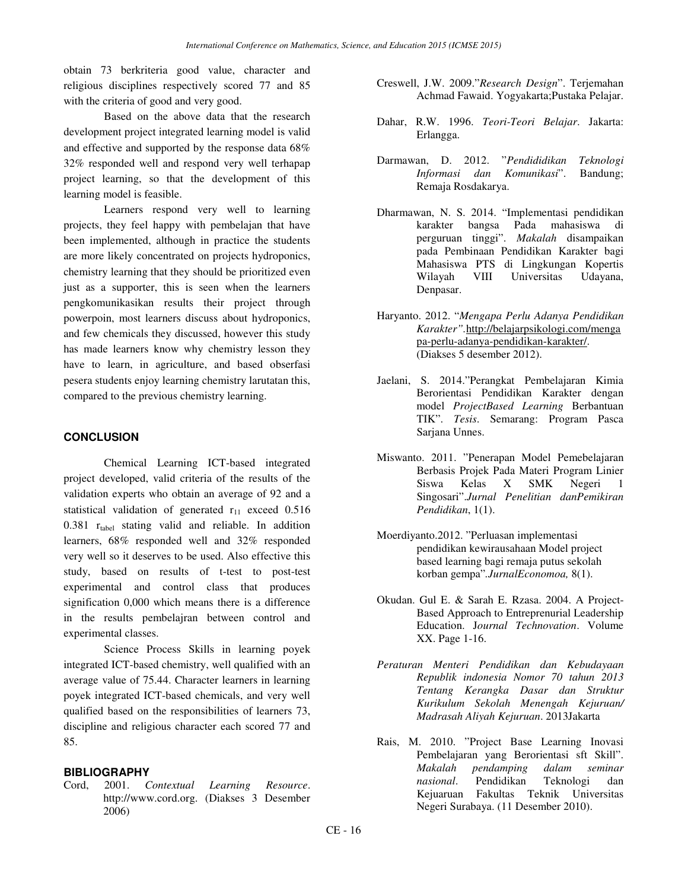obtain 73 berkriteria good value, character and religious disciplines respectively scored 77 and 85 with the criteria of good and very good.

Based on the above data that the research development project integrated learning model is valid and effective and supported by the response data 68% 32% responded well and respond very well terhapap project learning, so that the development of this learning model is feasible.

Learners respond very well to learning projects, they feel happy with pembelajan that have been implemented, although in practice the students are more likely concentrated on projects hydroponics, chemistry learning that they should be prioritized even just as a supporter, this is seen when the learners pengkomunikasikan results their project through powerpoin, most learners discuss about hydroponics, and few chemicals they discussed, however this study has made learners know why chemistry lesson they have to learn, in agriculture, and based obserfasi pesera students enjoy learning chemistry larutatan this, compared to the previous chemistry learning.

## CONCLUSION

Chemical Learning ICT-based integrated project developed, valid criteria of the results of the validation experts who obtain an average of 92 and a statistical validation of generated $r_{11}$ exceed 0.516 0.381 $r_{tabel}$ stating valid and reliable. In addition learners, 68% responded well and 32% responded very well so it deserves to be used. Also effective this study, based on results of t-test to post-test experimental and control class that produces signification 0,000 which means there is a difference in the results pembelajran between control and experimental classes.

Science Process Skills in learning poyek integrated ICT-based chemistry, well qualified with an average value of 75.44. Character learners in learning poyek integrated ICT-based chemicals, and very well qualified based on the responsibilities of learners 73, discipline and religious character each scored 77 and 85.

## BIBLIOGRAPHY

Cord, 2001. *Contextual Learning Resource*. http://www.cord.org. (Diakses 3 Desember 2006)

Creswell, J.W. 2009."*Research Design*". Terjemahan Achmad Fawaid. Yogyakarta;Pustaka Pelajar.

Dahar, R.W. 1996. *Teori-Teori Belajar*. Jakarta: Erlangga.

Darmawan, D. 2012. "*Pendididikan Teknologi Informasi dan Komunikasi*". Bandung; Remaja Rosdakarya.

Dharmawan, N. S. 2014. "Implementasi pendidikan karakter bangsa Pada mahasiswa di perguruan tinggi". *Makalah* disampaikan pada Pembinaan Pendidikan Karakter bagi Mahasiswa PTS di Lingkungan Kopertis Wilayah VIII Universitas Udayana, Denpasar.

Haryanto. 2012. "*Mengapa Perlu Adanya Pendidikan Karakter"*.http://belajarpsikologi.com/mengapa-perlu-adanya-pendidikan-karakter/. (Diakses 5 desember 2012).

Jaelani, S. 2014."Perangkat Pembelajaran Kimia Berorientasi Pendidikan Karakter dengan model *ProjectBased Learning* Berbantuan TIK". *Tesis*. Semarang: Program Pasca Sarjana Unnes.

Miswanto. 2011. "Penerapan Model Pemebelajaran Berbasis Projek Pada Materi Program Linier Siswa Kelas X SMK Negeri 1 Singosari".*Jurnal Penelitian danPemikiran Pendidikan*, 1(1).

Moerdiyanto.2012. "Perluasan implementasi pendidikan kewirausahaan Model project based learning bagi remaja putus sekolah korban gempa".*JurnalEconomoa,* 8(1).

Okudan. Gul E. & Sarah E. Rzasa. 2004. A Project-Based Approach to Entreprenurial Leadership Education. J*ournal Technovation*. Volume XX. Page 1-16.

*Peraturan Menteri Pendidikan dan Kebudayaan Republik indonesia Nomor 70 tahun 2013 Tentang Kerangka Dasar dan Struktur Kurikulum Sekolah Menengah Kejuruan/ Madrasah Aliyah Kejuruan*. 2013Jakarta

Rais, M. 2010. "Project Base Learning Inovasi Pembelajaran yang Berorientasi sft Skill". *Makalah pendamping dalam seminar nasional*. Pendidikan Teknologi dan Kejuaruan Fakultas Teknik Universitas Negeri Surabaya. (11 Desember 2010).